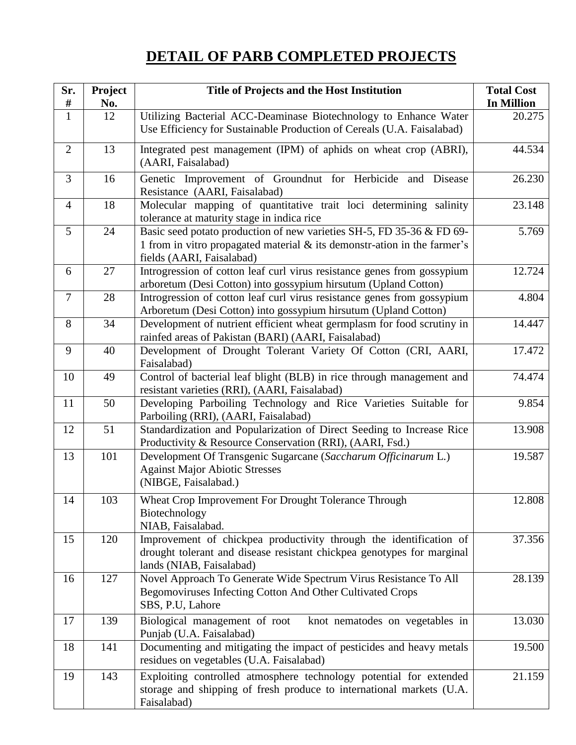# DETAIL OF PARB COMPLETED PROJECTS

| Sr. # | Project No. | Title of Projects and the Host Institution | Total Cost In Million |
|---|---|---|---|
| 1 | 12 | Utilizing Bacterial ACC-Deaminase Biotechnology to Enhance Water Use Efficiency for Sustainable Production of Cereals (U.A. Faisalabad) | 20.275 |
| 2 | 13 | Integrated pest management (IPM) of aphids on wheat crop (ABRI), (AARI, Faisalabad) | 44.534 |
| 3 | 16 | Genetic Improvement of Groundnut for Herbicide and Disease Resistance (AARI, Faisalabad) | 26.230 |
| 4 | 18 | Molecular mapping of quantitative trait loci determining salinity tolerance at maturity stage in indica rice | 23.148 |
| 5 | 24 | Basic seed potato production of new varieties SH-5, FD 35-36 & FD 69-1 from in vitro propagated material & its demonstr-ation in the farmer's fields (AARI, Faisalabad) | 5.769 |
| 6 | 27 | Introgression of cotton leaf curl virus resistance genes from gossypium arboretum (Desi Cotton) into gossypium hirsutum (Upland Cotton) | 12.724 |
| 7 | 28 | Introgression of cotton leaf curl virus resistance genes from gossypium Arboretum (Desi Cotton) into gossypium hirsutum (Upland Cotton) | 4.804 |
| 8 | 34 | Development of nutrient efficient wheat germplasm for food scrutiny in rainfed areas of Pakistan (BARI) (AARI, Faisalabad) | 14.447 |
| 9 | 40 | Development of Drought Tolerant Variety Of Cotton (CRI, AARI, Faisalabad) | 17.472 |
| 10 | 49 | Control of bacterial leaf blight (BLB) in rice through management and resistant varieties (RRI), (AARI, Faisalabad) | 74.474 |
| 11 | 50 | Developing Parboiling Technology and Rice Varieties Suitable for Parboiling (RRI), (AARI, Faisalabad) | 9.854 |
| 12 | 51 | Standardization and Popularization of Direct Seeding to Increase Rice Productivity & Resource Conservation (RRI), (AARI, Fsd.) | 13.908 |
| 13 | 101 | Development Of Transgenic Sugarcane (*Saccharum Officinarum* L.) Against Major Abiotic Stresses (NIBGE, Faisalabad.) | 19.587 |
| 14 | 103 | Wheat Crop Improvement For Drought Tolerance Through Biotechnology NIAB, Faisalabad. | 12.808 |
| 15 | 120 | Improvement of chickpea productivity through the identification of drought tolerant and disease resistant chickpea genotypes for marginal lands (NIAB, Faisalabad) | 37.356 |
| 16 | 127 | Novel Approach To Generate Wide Spectrum Virus Resistance To All Begomoviruses Infecting Cotton And Other Cultivated Crops SBS, P.U, Lahore | 28.139 |
| 17 | 139 | Biological management of root knot nematodes on vegetables in Punjab (U.A. Faisalabad) | 13.030 |
| 18 | 141 | Documenting and mitigating the impact of pesticides and heavy metals residues on vegetables (U.A. Faisalabad) | 19.500 |
| 19 | 143 | Exploiting controlled atmosphere technology potential for extended storage and shipping of fresh produce to international markets (U.A. Faisalabad) | 21.159 |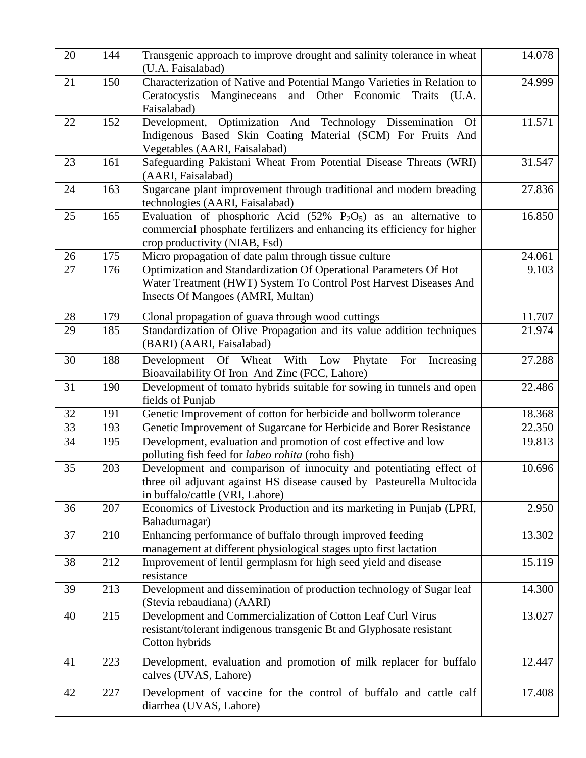| 20 | 144 | Transgenic approach to improve drought and salinity tolerance in wheat (U.A. Faisalabad) | 14.078 |
|---|---|---|---|
| 21 | 150 | Characterization of Native and Potential Mango Varieties in Relation to Ceratocystis Mangineceans and Other Economic Traits (U.A. Faisalabad) | 24.999 |
| 22 | 152 | Development, Optimization And Technology Dissemination Of Indigenous Based Skin Coating Material (SCM) For Fruits And Vegetables (AARI, Faisalabad) | 11.571 |
| 23 | 161 | Safeguarding Pakistani Wheat From Potential Disease Threats (WRI) (AARI, Faisalabad) | 31.547 |
| 24 | 163 | Sugarcane plant improvement through traditional and modern breading technologies (AARI, Faisalabad) | 27.836 |
| 25 | 165 | Evaluation of phosphoric Acid (52% $P_2O_5$) as an alternative to commercial phosphate fertilizers and enhancing its efficiency for higher crop productivity (NIAB, Fsd) | 16.850 |
| 26 | 175 | Micro propagation of date palm through tissue culture | 24.061 |
| 27 | 176 | Optimization and Standardization Of Operational Parameters Of Hot Water Treatment (HWT) System To Control Post Harvest Diseases And Insects Of Mangoes (AMRI, Multan) | 9.103 |
| 28 | 179 | Clonal propagation of guava through wood cuttings | 11.707 |
| 29 | 185 | Standardization of Olive Propagation and its value addition techniques (BARI) (AARI, Faisalabad) | 21.974 |
| 30 | 188 | Development Of Wheat With Low Phytate For Increasing Bioavailability Of Iron And Zinc (FCC, Lahore) | 27.288 |
| 31 | 190 | Development of tomato hybrids suitable for sowing in tunnels and open fields of Punjab | 22.486 |
| 32 | 191 | Genetic Improvement of cotton for herbicide and bollworm tolerance | 18.368 |
| 33 | 193 | Genetic Improvement of Sugarcane for Herbicide and Borer Resistance | 22.350 |
| 34 | 195 | Development, evaluation and promotion of cost effective and low polluting fish feed for *labeo rohita* (roho fish) | 19.813 |
| 35 | 203 | Development and comparison of innocuity and potentiating effect of three oil adjuvant against HS disease caused by Pasteurella Multocida in buffalo/cattle (VRI, Lahore) | 10.696 |
| 36 | 207 | Economics of Livestock Production and its marketing in Punjab (LPRI, Bahadurnagar) | 2.950 |
| 37 | 210 | Enhancing performance of buffalo through improved feeding management at different physiological stages upto first lactation | 13.302 |
| 38 | 212 | Improvement of lentil germplasm for high seed yield and disease resistance | 15.119 |
| 39 | 213 | Development and dissemination of production technology of Sugar leaf (Stevia rebaudiana) (AARI) | 14.300 |
| 40 | 215 | Development and Commercialization of Cotton Leaf Curl Virus resistant/tolerant indigenous transgenic Bt and Glyphosate resistant Cotton hybrids | 13.027 |
| 41 | 223 | Development, evaluation and promotion of milk replacer for buffalo calves (UVAS, Lahore) | 12.447 |
| 42 | 227 | Development of vaccine for the control of buffalo and cattle calf diarrhea (UVAS, Lahore) | 17.408 |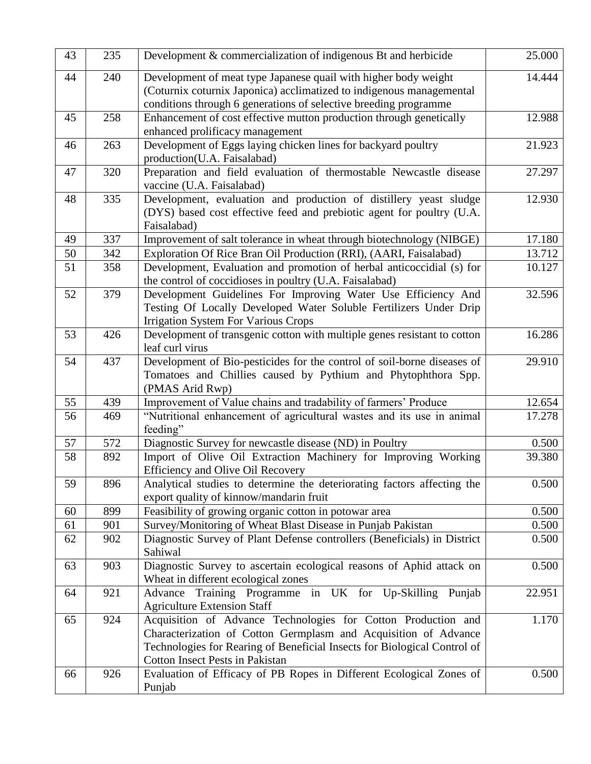| | | | |
|---|---|---|---|
| 43 | 235 | Development & commercialization of indigenous Bt and herbicide | 25.000 |
| 44 | 240 | Development of meat type Japanese quail with higher body weight (Coturnix coturnix Japonica) acclimatized to indigenous managemental conditions through 6 generations of selective breeding programme | 14.444 |
| 45 | 258 | Enhancement of cost effective mutton production through genetically enhanced prolificacy management | 12.988 |
| 46 | 263 | Development of Eggs laying chicken lines for backyard poultry production(U.A. Faisalabad) | 21.923 |
| 47 | 320 | Preparation and field evaluation of thermostable Newcastle disease vaccine (U.A. Faisalabad) | 27.297 |
| 48 | 335 | Development, evaluation and production of distillery yeast sludge (DYS) based cost effective feed and prebiotic agent for poultry (U.A. Faisalabad) | 12.930 |
| 49 | 337 | Improvement of salt tolerance in wheat through biotechnology (NIBGE) | 17.180 |
| 50 | 342 | Exploration Of Rice Bran Oil Production (RRI), (AARI, Faisalabad) | 13.712 |
| 51 | 358 | Development, Evaluation and promotion of herbal anticoccidial (s) for the control of coccidioses in poultry (U.A. Faisalabad) | 10.127 |
| 52 | 379 | Development Guidelines For Improving Water Use Efficiency And Testing Of Locally Developed Water Soluble Fertilizers Under Drip Irrigation System For Various Crops | 32.596 |
| 53 | 426 | Development of transgenic cotton with multiple genes resistant to cotton leaf curl virus | 16.286 |
| 54 | 437 | Development of Bio-pesticides for the control of soil-borne diseases of Tomatoes and Chillies caused by Pythium and Phytophthora Spp. (PMAS Arid Rwp) | 29.910 |
| 55 | 439 | Improvement of Value chains and tradability of farmers' Produce | 12.654 |
| 56 | 469 | "Nutritional enhancement of agricultural wastes and its use in animal feeding" | 17.278 |
| 57 | 572 | Diagnostic Survey for newcastle disease (ND) in Poultry | 0.500 |
| 58 | 892 | Import of Olive Oil Extraction Machinery for Improving Working Efficiency and Olive Oil Recovery | 39.380 |
| 59 | 896 | Analytical studies to determine the deteriorating factors affecting the export quality of kinnow/mandarin fruit | 0.500 |
| 60 | 899 | Feasibility of growing organic cotton in potowar area | 0.500 |
| 61 | 901 | Survey/Monitoring of Wheat Blast Disease in Punjab Pakistan | 0.500 |
| 62 | 902 | Diagnostic Survey of Plant Defense controllers (Beneficials) in District Sahiwal | 0.500 |
| 63 | 903 | Diagnostic Survey to ascertain ecological reasons of Aphid attack on Wheat in different ecological zones | 0.500 |
| 64 | 921 | Advance Training Programme in UK for Up-Skilling Punjab Agriculture Extension Staff | 22.951 |
| 65 | 924 | Acquisition of Advance Technologies for Cotton Production and Characterization of Cotton Germplasm and Acquisition of Advance Technologies for Rearing of Beneficial Insects for Biological Control of Cotton Insect Pests in Pakistan | 1.170 |
| 66 | 926 | Evaluation of Efficacy of PB Ropes in Different Ecological Zones of Punjab | 0.500 |